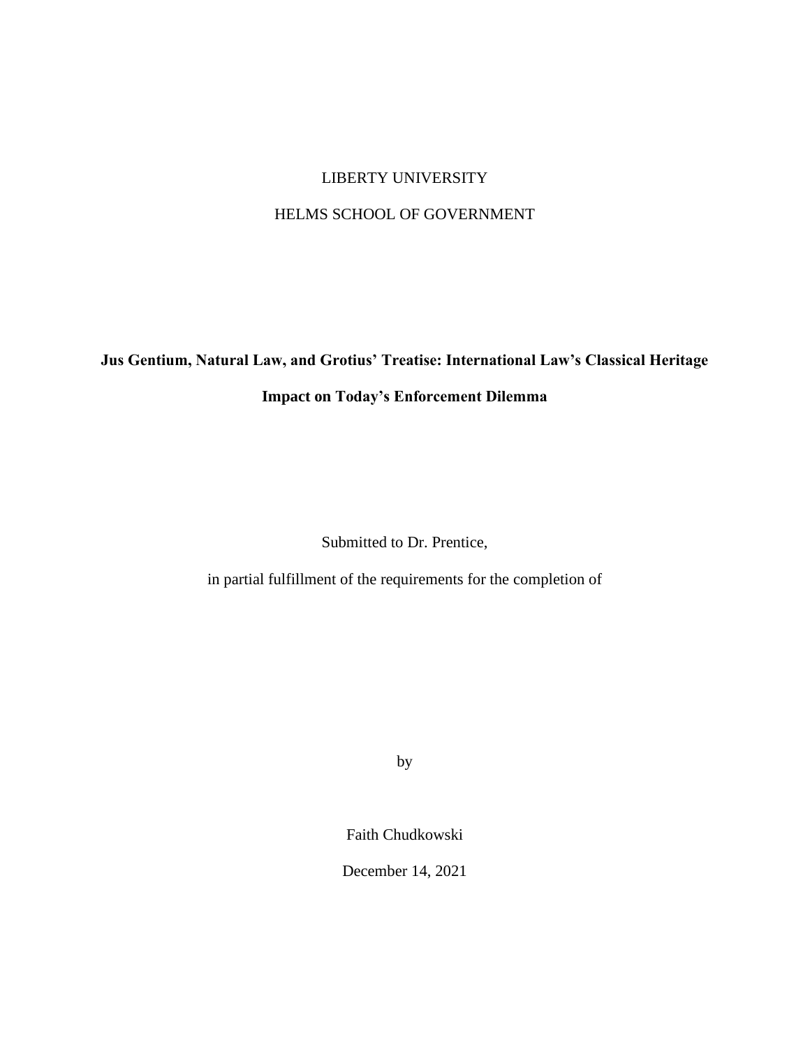LIBERTY UNIVERSITY

HELMS SCHOOL OF GOVERNMENT

**Jus Gentium, Natural Law, and Grotius' Treatise: International Law's Classical Heritage Impact on Today's Enforcement Dilemma**

Submitted to Dr. Prentice,

in partial fulfillment of the requirements for the completion of

by

Faith Chudkowski

December 14, 2021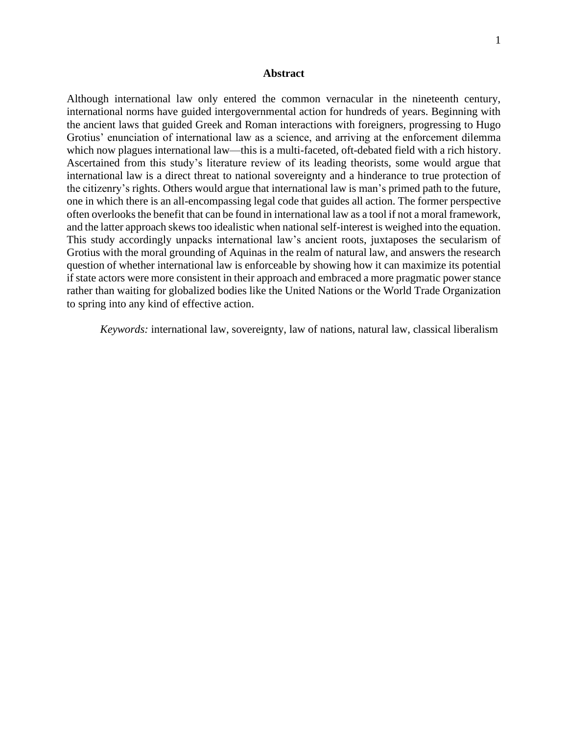# Abstract

Although international law only entered the common vernacular in the nineteenth century, international norms have guided intergovernmental action for hundreds of years. Beginning with the ancient laws that guided Greek and Roman interactions with foreigners, progressing to Hugo Grotius' enunciation of international law as a science, and arriving at the enforcement dilemma which now plagues international law—this is a multi-faceted, oft-debated field with a rich history. Ascertained from this study's literature review of its leading theorists, some would argue that international law is a direct threat to national sovereignty and a hinderance to true protection of the citizenry's rights. Others would argue that international law is man's primed path to the future, one in which there is an all-encompassing legal code that guides all action. The former perspective often overlooks the benefit that can be found in international law as a tool if not a moral framework, and the latter approach skews too idealistic when national self-interest is weighed into the equation. This study accordingly unpacks international law's ancient roots, juxtaposes the secularism of Grotius with the moral grounding of Aquinas in the realm of natural law, and answers the research question of whether international law is enforceable by showing how it can maximize its potential if state actors were more consistent in their approach and embraced a more pragmatic power stance rather than waiting for globalized bodies like the United Nations or the World Trade Organization to spring into any kind of effective action.

*Keywords:* international law, sovereignty, law of nations, natural law, classical liberalism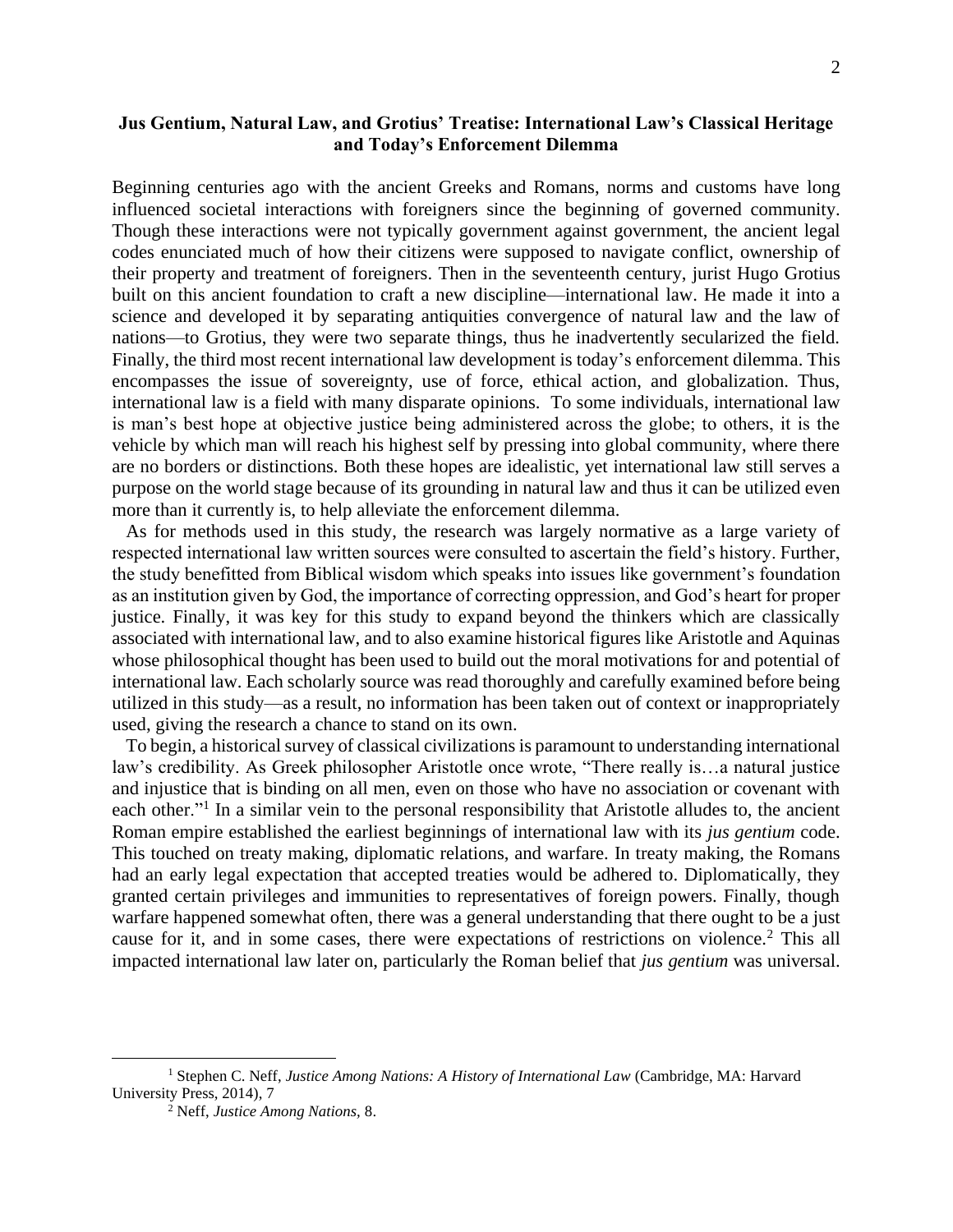**Jus Gentium, Natural Law, and Grotius' Treatise: International Law's Classical Heritage and Today's Enforcement Dilemma**

Beginning centuries ago with the ancient Greeks and Romans, norms and customs have long influenced societal interactions with foreigners since the beginning of governed community. Though these interactions were not typically government against government, the ancient legal codes enunciated much of how their citizens were supposed to navigate conflict, ownership of their property and treatment of foreigners. Then in the seventeenth century, jurist Hugo Grotius built on this ancient foundation to craft a new discipline—international law. He made it into a science and developed it by separating antiquities convergence of natural law and the law of nations—to Grotius, they were two separate things, thus he inadvertently secularized the field. Finally, the third most recent international law development is today's enforcement dilemma. This encompasses the issue of sovereignty, use of force, ethical action, and globalization. Thus, international law is a field with many disparate opinions. To some individuals, international law is man's best hope at objective justice being administered across the globe; to others, it is the vehicle by which man will reach his highest self by pressing into global community, where there are no borders or distinctions. Both these hopes are idealistic, yet international law still serves a purpose on the world stage because of its grounding in natural law and thus it can be utilized even more than it currently is, to help alleviate the enforcement dilemma.

As for methods used in this study, the research was largely normative as a large variety of respected international law written sources were consulted to ascertain the field's history. Further, the study benefitted from Biblical wisdom which speaks into issues like government's foundation as an institution given by God, the importance of correcting oppression, and God's heart for proper justice. Finally, it was key for this study to expand beyond the thinkers which are classically associated with international law, and to also examine historical figures like Aristotle and Aquinas whose philosophical thought has been used to build out the moral motivations for and potential of international law. Each scholarly source was read thoroughly and carefully examined before being utilized in this study—as a result, no information has been taken out of context or inappropriately used, giving the research a chance to stand on its own.

To begin, a historical survey of classical civilizations is paramount to understanding international law's credibility. As Greek philosopher Aristotle once wrote, "There really is…a natural justice and injustice that is binding on all men, even on those who have no association or covenant with each other."[1] In a similar vein to the personal responsibility that Aristotle alludes to, the ancient Roman empire established the earliest beginnings of international law with its *jus gentium* code. This touched on treaty making, diplomatic relations, and warfare. In treaty making, the Romans had an early legal expectation that accepted treaties would be adhered to. Diplomatically, they granted certain privileges and immunities to representatives of foreign powers. Finally, though warfare happened somewhat often, there was a general understanding that there ought to be a just cause for it, and in some cases, there were expectations of restrictions on violence.[2] This all impacted international law later on, particularly the Roman belief that *jus gentium* was universal.

---

[1] Stephen C. Neff, *Justice Among Nations: A History of International Law* (Cambridge, MA: Harvard University Press, 2014), 7

[2] Neff, *Justice Among Nations,* 8.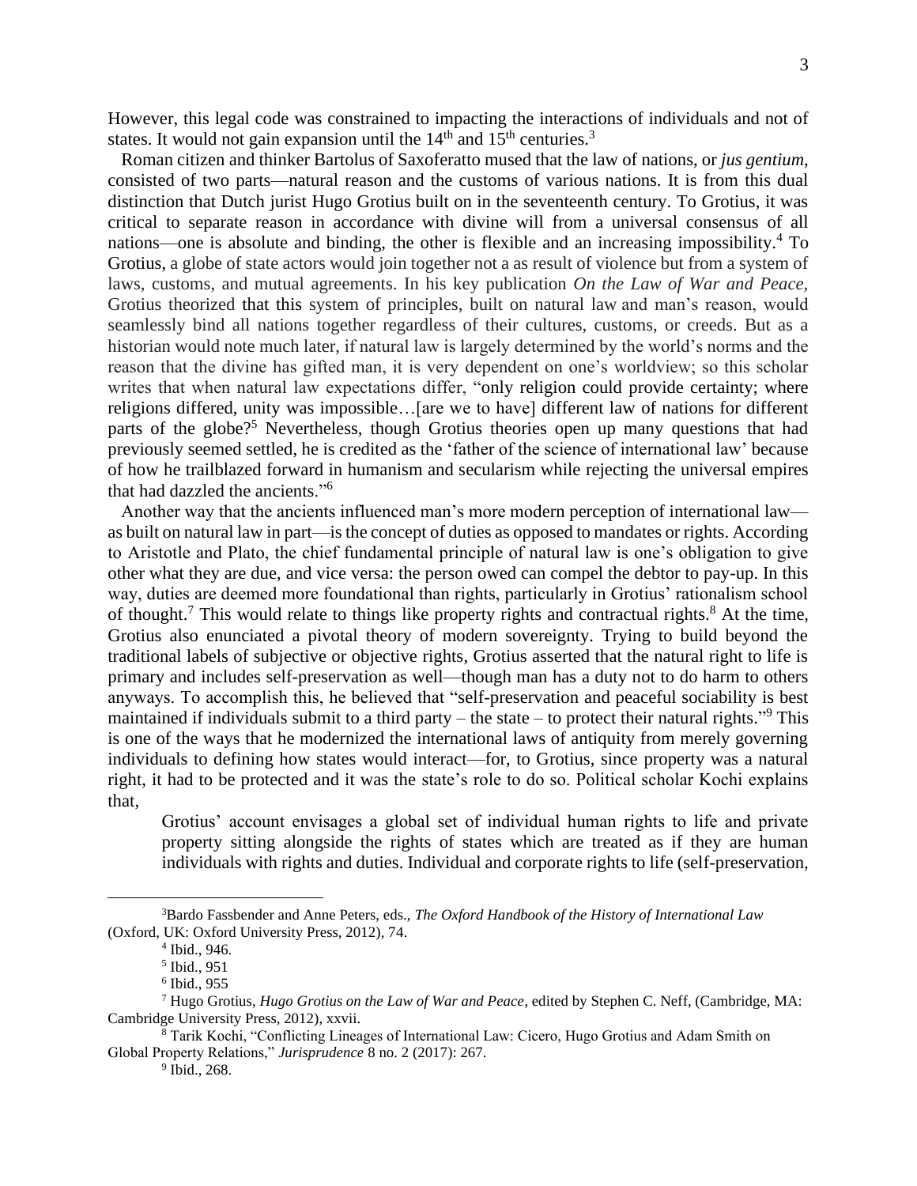However, this legal code was constrained to impacting the interactions of individuals and not of states. It would not gain expansion until the 14th and 15th centuries.[3]

Roman citizen and thinker Bartolus of Saxoferatto mused that the law of nations, or *jus gentium*, consisted of two parts—natural reason and the customs of various nations. It is from this dual distinction that Dutch jurist Hugo Grotius built on in the seventeenth century. To Grotius, it was critical to separate reason in accordance with divine will from a universal consensus of all nations—one is absolute and binding, the other is flexible and an increasing impossibility.[4] To Grotius, a globe of state actors would join together not a as result of violence but from a system of laws, customs, and mutual agreements. In his key publication *On the Law of War and Peace*, Grotius theorized that this system of principles, built on natural law and man's reason, would seamlessly bind all nations together regardless of their cultures, customs, or creeds. But as a historian would note much later, if natural law is largely determined by the world's norms and the reason that the divine has gifted man, it is very dependent on one's worldview; so this scholar writes that when natural law expectations differ, "only religion could provide certainty; where religions differed, unity was impossible…[are we to have] different law of nations for different parts of the globe?[5] Nevertheless, though Grotius theories open up many questions that had previously seemed settled, he is credited as the 'father of the science of international law' because of how he trailblazed forward in humanism and secularism while rejecting the universal empires that had dazzled the ancients."[6]

Another way that the ancients influenced man's more modern perception of international law—as built on natural law in part—is the concept of duties as opposed to mandates or rights. According to Aristotle and Plato, the chief fundamental principle of natural law is one's obligation to give other what they are due, and vice versa: the person owed can compel the debtor to pay-up. In this way, duties are deemed more foundational than rights, particularly in Grotius' rationalism school of thought.[7] This would relate to things like property rights and contractual rights.[8] At the time, Grotius also enunciated a pivotal theory of modern sovereignty. Trying to build beyond the traditional labels of subjective or objective rights, Grotius asserted that the natural right to life is primary and includes self-preservation as well—though man has a duty not to do harm to others anyways. To accomplish this, he believed that "self-preservation and peaceful sociability is best maintained if individuals submit to a third party – the state – to protect their natural rights."[9] This is one of the ways that he modernized the international laws of antiquity from merely governing individuals to defining how states would interact—for, to Grotius, since property was a natural right, it had to be protected and it was the state's role to do so. Political scholar Kochi explains that,

> Grotius' account envisages a global set of individual human rights to life and private property sitting alongside the rights of states which are treated as if they are human individuals with rights and duties. Individual and corporate rights to life (self-preservation,

---

[3] Bardo Fassbender and Anne Peters, eds., *The Oxford Handbook of the History of International Law* (Oxford, UK: Oxford University Press, 2012), 74.

[4] Ibid., 946.

[5] Ibid., 951

[6] Ibid., 955

[7] Hugo Grotius, *Hugo Grotius on the Law of War and Peace*, edited by Stephen C. Neff, (Cambridge, MA: Cambridge University Press, 2012), xxvii.

[8] Tarik Kochi, "Conflicting Lineages of International Law: Cicero, Hugo Grotius and Adam Smith on Global Property Relations," *Jurisprudence* 8 no. 2 (2017): 267.

[9] Ibid., 268.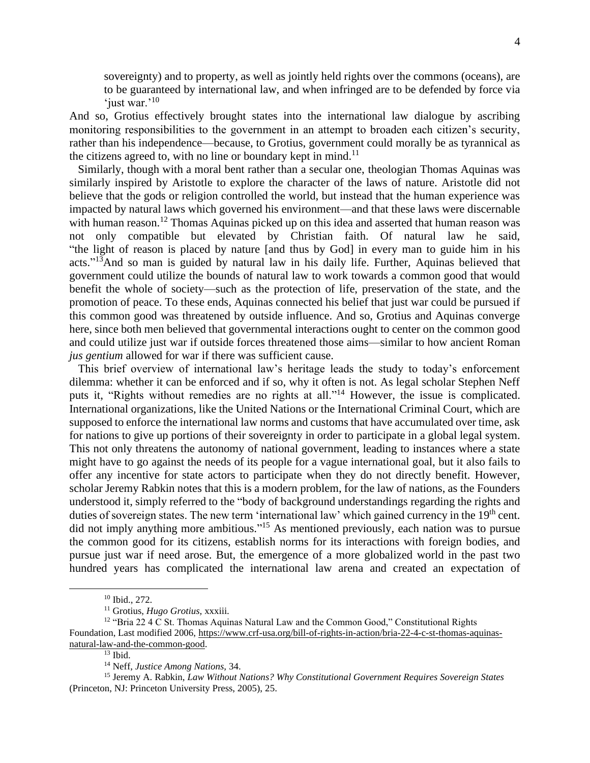> sovereignty) and to property, as well as jointly held rights over the commons (oceans), are to be guaranteed by international law, and when infringed are to be defended by force via 'just war.'[10]

And so, Grotius effectively brought states into the international law dialogue by ascribing monitoring responsibilities to the government in an attempt to broaden each citizen's security, rather than his independence—because, to Grotius, government could morally be as tyrannical as the citizens agreed to, with no line or boundary kept in mind.[11]

Similarly, though with a moral bent rather than a secular one, theologian Thomas Aquinas was similarly inspired by Aristotle to explore the character of the laws of nature. Aristotle did not believe that the gods or religion controlled the world, but instead that the human experience was impacted by natural laws which governed his environment—and that these laws were discernable with human reason.[12] Thomas Aquinas picked up on this idea and asserted that human reason was not only compatible but elevated by Christian faith. Of natural law he said, "the light of reason is placed by nature [and thus by God] in every man to guide him in his acts."[13]And so man is guided by natural law in his daily life. Further, Aquinas believed that government could utilize the bounds of natural law to work towards a common good that would benefit the whole of society—such as the protection of life, preservation of the state, and the promotion of peace. To these ends, Aquinas connected his belief that just war could be pursued if this common good was threatened by outside influence. And so, Grotius and Aquinas converge here, since both men believed that governmental interactions ought to center on the common good and could utilize just war if outside forces threatened those aims—similar to how ancient Roman *jus gentium* allowed for war if there was sufficient cause.

This brief overview of international law's heritage leads the study to today's enforcement dilemma: whether it can be enforced and if so, why it often is not. As legal scholar Stephen Neff puts it, "Rights without remedies are no rights at all."[14] However, the issue is complicated. International organizations, like the United Nations or the International Criminal Court, which are supposed to enforce the international law norms and customs that have accumulated over time, ask for nations to give up portions of their sovereignty in order to participate in a global legal system. This not only threatens the autonomy of national government, leading to instances where a state might have to go against the needs of its people for a vague international goal, but it also fails to offer any incentive for state actors to participate when they do not directly benefit. However, scholar Jeremy Rabkin notes that this is a modern problem, for the law of nations, as the Founders understood it, simply referred to the "body of background understandings regarding the rights and duties of sovereign states. The new term 'international law' which gained currency in the 19th cent. did not imply anything more ambitious."[15] As mentioned previously, each nation was to pursue the common good for its citizens, establish norms for its interactions with foreign bodies, and pursue just war if need arose. But, the emergence of a more globalized world in the past two hundred years has complicated the international law arena and created an expectation of

---

[10] Ibid., 272.

[11] Grotius, *Hugo Grotius,* xxxiii.

[12] "Bria 22 4 C St. Thomas Aquinas Natural Law and the Common Good," Constitutional Rights Foundation, Last modified 2006, https://www.crf-usa.org/bill-of-rights-in-action/bria-22-4-c-st-thomas-aquinas-natural-law-and-the-common-good.

[13] Ibid.

[14] Neff, *Justice Among Nations,* 34.

[15] Jeremy A. Rabkin, *Law Without Nations? Why Constitutional Government Requires Sovereign States* (Princeton, NJ: Princeton University Press, 2005), 25.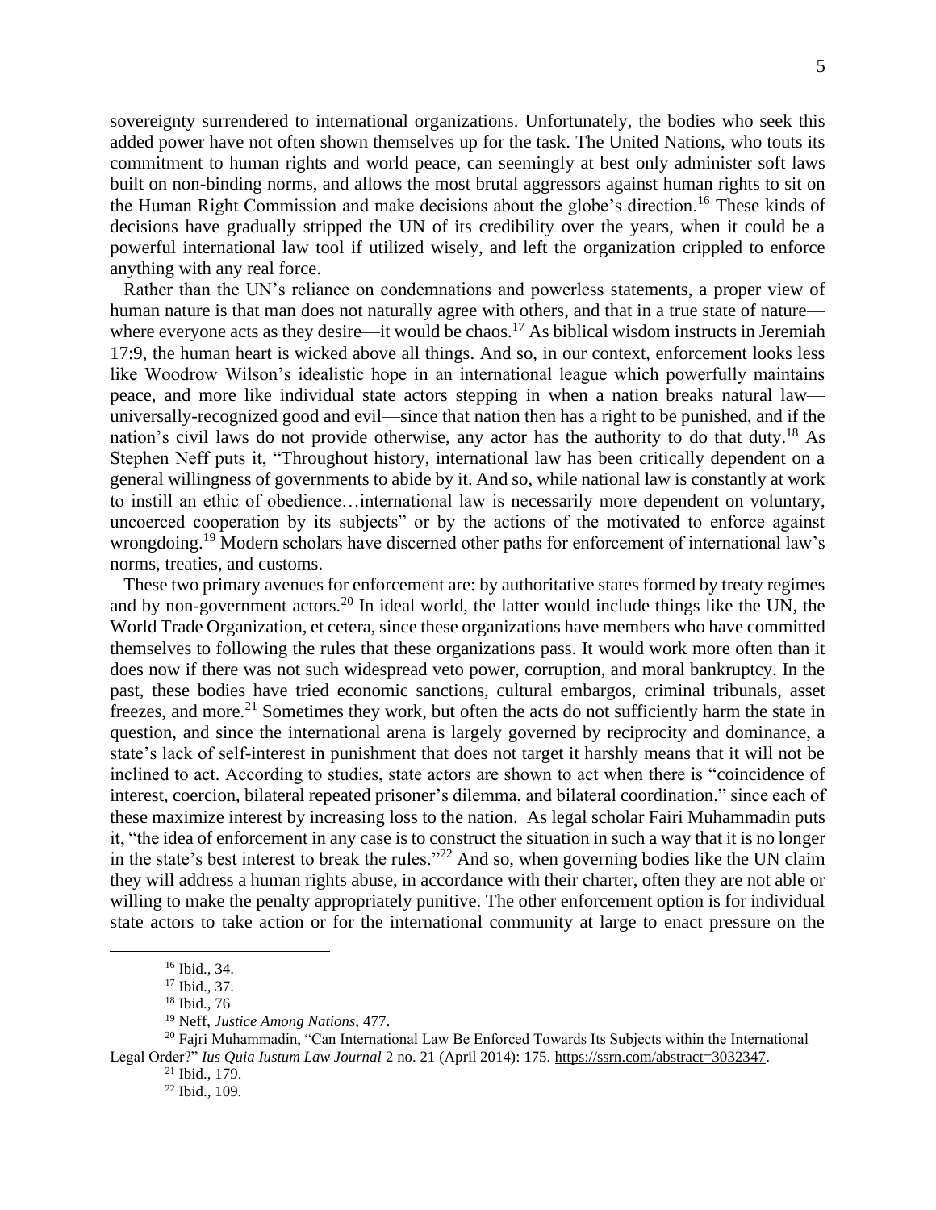sovereignty surrendered to international organizations. Unfortunately, the bodies who seek this added power have not often shown themselves up for the task. The United Nations, who touts its commitment to human rights and world peace, can seemingly at best only administer soft laws built on non-binding norms, and allows the most brutal aggressors against human rights to sit on the Human Right Commission and make decisions about the globe's direction.[16] These kinds of decisions have gradually stripped the UN of its credibility over the years, when it could be a powerful international law tool if utilized wisely, and left the organization crippled to enforce anything with any real force.

Rather than the UN's reliance on condemnations and powerless statements, a proper view of human nature is that man does not naturally agree with others, and that in a true state of nature—where everyone acts as they desire—it would be chaos.[17] As biblical wisdom instructs in Jeremiah 17:9, the human heart is wicked above all things. And so, in our context, enforcement looks less like Woodrow Wilson's idealistic hope in an international league which powerfully maintains peace, and more like individual state actors stepping in when a nation breaks natural law—universally-recognized good and evil—since that nation then has a right to be punished, and if the nation's civil laws do not provide otherwise, any actor has the authority to do that duty.[18] As Stephen Neff puts it, "Throughout history, international law has been critically dependent on a general willingness of governments to abide by it. And so, while national law is constantly at work to instill an ethic of obedience…international law is necessarily more dependent on voluntary, uncoerced cooperation by its subjects" or by the actions of the motivated to enforce against wrongdoing.[19] Modern scholars have discerned other paths for enforcement of international law's norms, treaties, and customs.

These two primary avenues for enforcement are: by authoritative states formed by treaty regimes and by non-government actors.[20] In ideal world, the latter would include things like the UN, the World Trade Organization, et cetera, since these organizations have members who have committed themselves to following the rules that these organizations pass. It would work more often than it does now if there was not such widespread veto power, corruption, and moral bankruptcy. In the past, these bodies have tried economic sanctions, cultural embargos, criminal tribunals, asset freezes, and more.[21] Sometimes they work, but often the acts do not sufficiently harm the state in question, and since the international arena is largely governed by reciprocity and dominance, a state's lack of self-interest in punishment that does not target it harshly means that it will not be inclined to act. According to studies, state actors are shown to act when there is "coincidence of interest, coercion, bilateral repeated prisoner's dilemma, and bilateral coordination," since each of these maximize interest by increasing loss to the nation. As legal scholar Fairi Muhammadin puts it, "the idea of enforcement in any case is to construct the situation in such a way that it is no longer in the state's best interest to break the rules."[22] And so, when governing bodies like the UN claim they will address a human rights abuse, in accordance with their charter, often they are not able or willing to make the penalty appropriately punitive. The other enforcement option is for individual state actors to take action or for the international community at large to enact pressure on the

---

[16] Ibid., 34.

[17] Ibid., 37.

[18] Ibid., 76

[19] Neff, *Justice Among Nations,* 477.

[20] Fajri Muhammadin, "Can International Law Be Enforced Towards Its Subjects within the International Legal Order?" *Ius Quia Iustum Law Journal* 2 no. 21 (April 2014): 175. https://ssrn.com/abstract=3032347.

[21] Ibid., 179.

[22] Ibid., 109.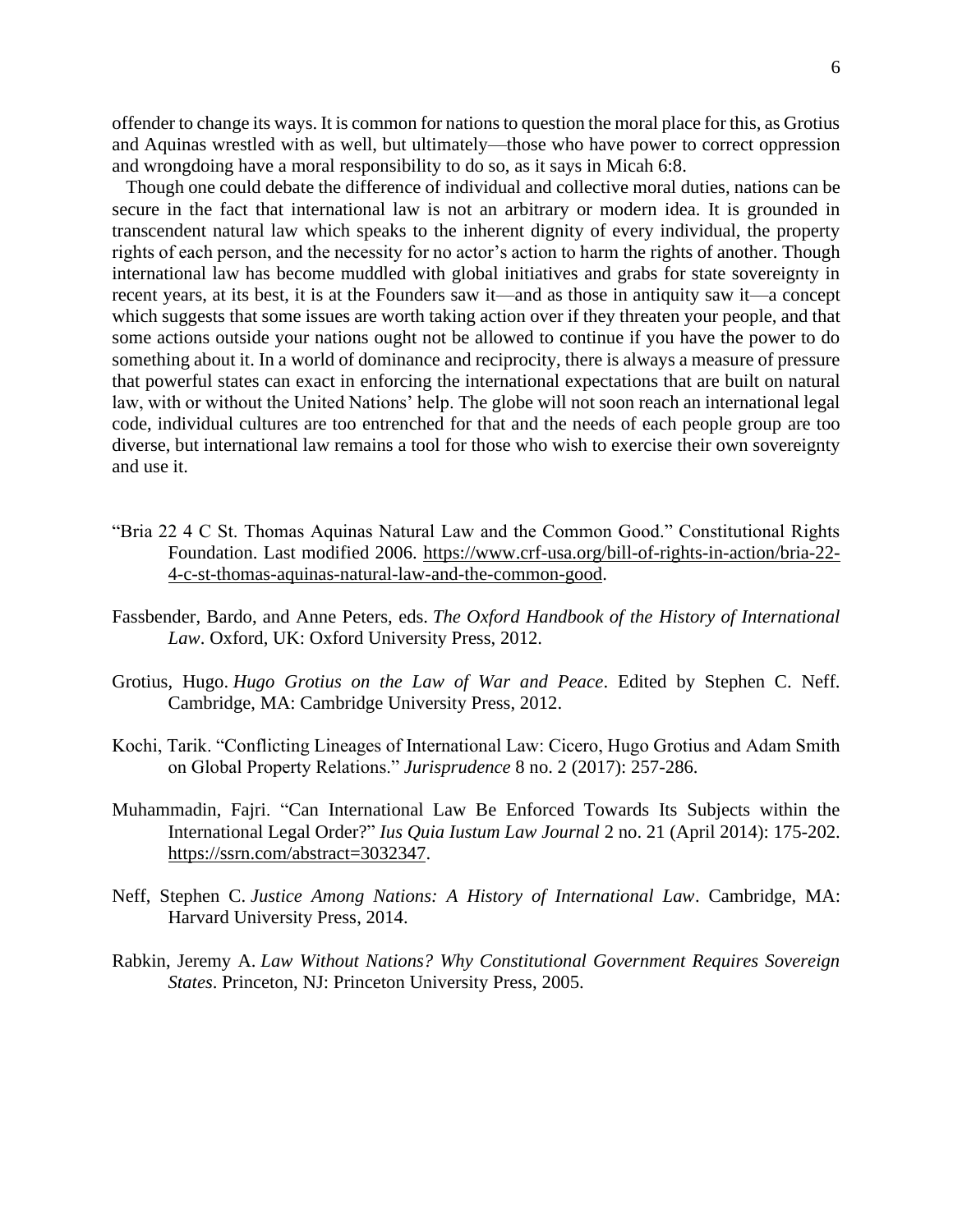offender to change its ways. It is common for nations to question the moral place for this, as Grotius and Aquinas wrestled with as well, but ultimately—those who have power to correct oppression and wrongdoing have a moral responsibility to do so, as it says in Micah 6:8.

Though one could debate the difference of individual and collective moral duties, nations can be secure in the fact that international law is not an arbitrary or modern idea. It is grounded in transcendent natural law which speaks to the inherent dignity of every individual, the property rights of each person, and the necessity for no actor's action to harm the rights of another. Though international law has become muddled with global initiatives and grabs for state sovereignty in recent years, at its best, it is at the Founders saw it—and as those in antiquity saw it—a concept which suggests that some issues are worth taking action over if they threaten your people, and that some actions outside your nations ought not be allowed to continue if you have the power to do something about it. In a world of dominance and reciprocity, there is always a measure of pressure that powerful states can exact in enforcing the international expectations that are built on natural law, with or without the United Nations' help. The globe will not soon reach an international legal code, individual cultures are too entrenched for that and the needs of each people group are too diverse, but international law remains a tool for those who wish to exercise their own sovereignty and use it.

"Bria 22 4 C St. Thomas Aquinas Natural Law and the Common Good." Constitutional Rights Foundation. Last modified 2006. https://www.crf-usa.org/bill-of-rights-in-action/bria-22-4-c-st-thomas-aquinas-natural-law-and-the-common-good.

Fassbender, Bardo, and Anne Peters, eds. *The Oxford Handbook of the History of International Law*. Oxford, UK: Oxford University Press, 2012.

Grotius, Hugo. *Hugo Grotius on the Law of War and Peace*. Edited by Stephen C. Neff. Cambridge, MA: Cambridge University Press, 2012.

Kochi, Tarik. "Conflicting Lineages of International Law: Cicero, Hugo Grotius and Adam Smith on Global Property Relations." *Jurisprudence* 8 no. 2 (2017): 257-286.

Muhammadin, Fajri. "Can International Law Be Enforced Towards Its Subjects within the International Legal Order?" *Ius Quia Iustum Law Journal* 2 no. 21 (April 2014): 175-202. https://ssrn.com/abstract=3032347.

Neff, Stephen C. *Justice Among Nations: A History of International Law*. Cambridge, MA: Harvard University Press, 2014.

Rabkin, Jeremy A. *Law Without Nations? Why Constitutional Government Requires Sovereign States*. Princeton, NJ: Princeton University Press, 2005.